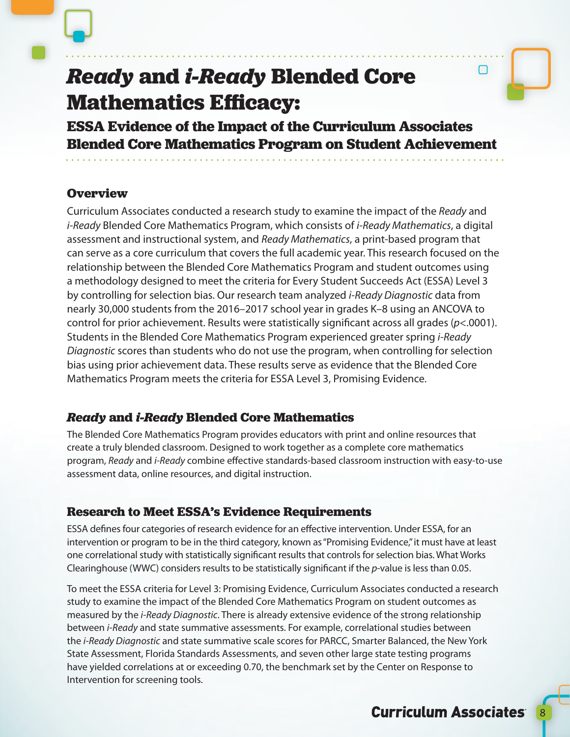# *Ready* and *i-Ready* Blended Core Mathematics Efficacy:

## ESSA Evidence of the Impact of the Curriculum Associates Blended Core Mathematics Program on Student Achievement

### Overview

Curriculum Associates conducted a research study to examine the impact of the *Ready* and *i-Ready* Blended Core Mathematics Program, which consists of *i-Ready Mathematics*, a digital assessment and instructional system, and *Ready Mathematics*, a print-based program that can serve as a core curriculum that covers the full academic year. This research focused on the relationship between the Blended Core Mathematics Program and student outcomes using a methodology designed to meet the criteria for Every Student Succeeds Act (ESSA) Level 3 by controlling for selection bias. Our research team analyzed *i-Ready Diagnostic* data from nearly 30,000 students from the 2016–2017 school year in grades K–8 using an ANCOVA to control for prior achievement. Results were statistically significant across all grades ($p<.0001$). Students in the Blended Core Mathematics Program experienced greater spring *i-Ready Diagnostic* scores than students who do not use the program, when controlling for selection bias using prior achievement data. These results serve as evidence that the Blended Core Mathematics Program meets the criteria for ESSA Level 3, Promising Evidence.

### *Ready* and *i-Ready* Blended Core Mathematics

The Blended Core Mathematics Program provides educators with print and online resources that create a truly blended classroom. Designed to work together as a complete core mathematics program, *Ready* and *i-Ready* combine effective standards-based classroom instruction with easy-to-use assessment data, online resources, and digital instruction.

### Research to Meet ESSA's Evidence Requirements

ESSA defines four categories of research evidence for an effective intervention. Under ESSA, for an intervention or program to be in the third category, known as "Promising Evidence," it must have at least one correlational study with statistically significant results that controls for selection bias. What Works Clearinghouse (WWC) considers results to be statistically significant if the $p$-value is less than 0.05.

To meet the ESSA criteria for Level 3: Promising Evidence, Curriculum Associates conducted a research study to examine the impact of the Blended Core Mathematics Program on student outcomes as measured by the *i-Ready Diagnostic*. There is already extensive evidence of the strong relationship between *i-Ready* and state summative assessments. For example, correlational studies between the *i-Ready Diagnostic* and state summative scale scores for PARCC, Smarter Balanced, the New York State Assessment, Florida Standards Assessments, and seven other large state testing programs have yielded correlations at or exceeding 0.70, the benchmark set by the Center on Response to Intervention for screening tools.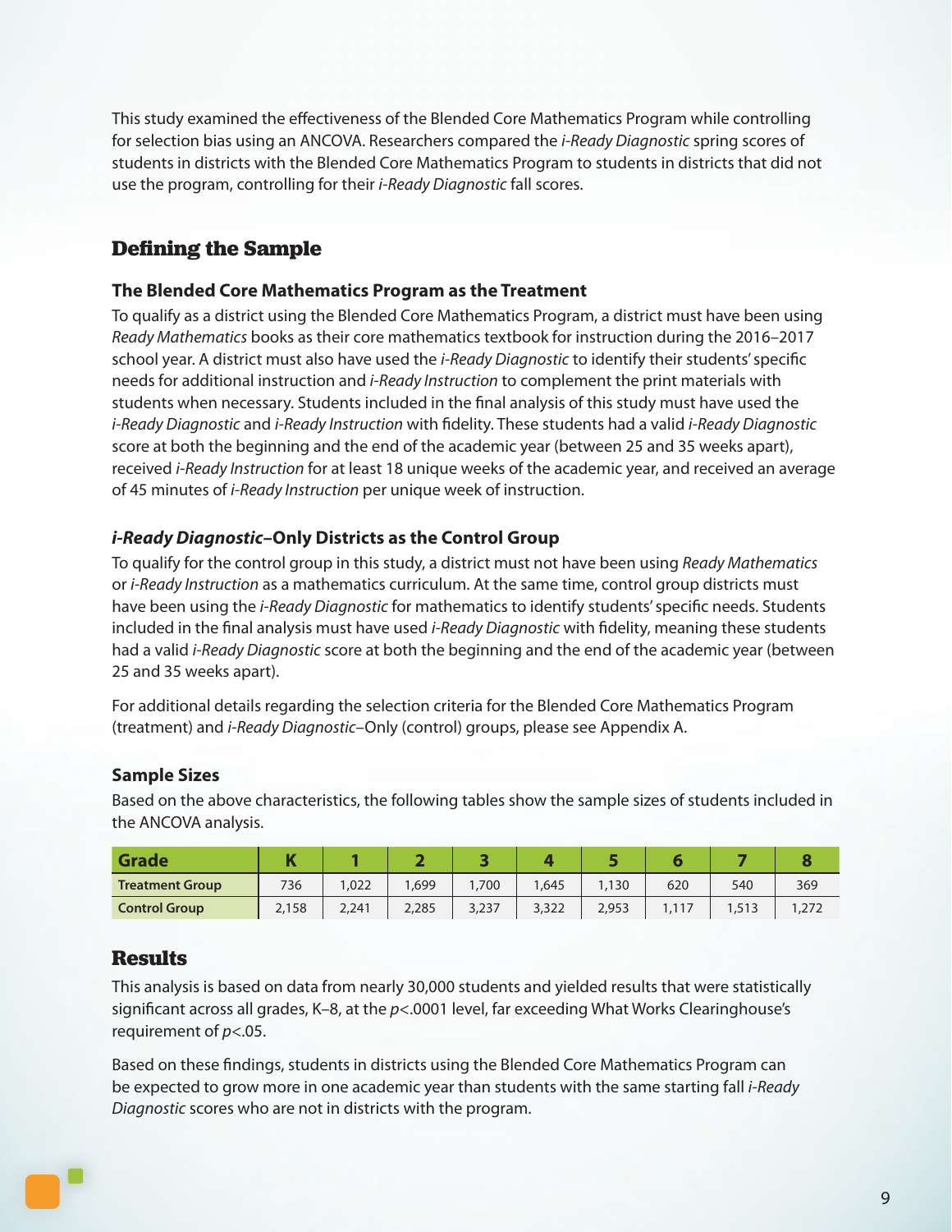This study examined the effectiveness of the Blended Core Mathematics Program while controlling for selection bias using an ANCOVA. Researchers compared the *i-Ready Diagnostic* spring scores of students in districts with the Blended Core Mathematics Program to students in districts that did not use the program, controlling for their *i-Ready Diagnostic* fall scores.

## Defining the Sample

### The Blended Core Mathematics Program as the Treatment

To qualify as a district using the Blended Core Mathematics Program, a district must have been using *Ready Mathematics* books as their core mathematics textbook for instruction during the 2016–2017 school year. A district must also have used the *i-Ready Diagnostic* to identify their students' specific needs for additional instruction and *i-Ready Instruction* to complement the print materials with students when necessary. Students included in the final analysis of this study must have used the *i-Ready Diagnostic* and *i-Ready Instruction* with fidelity. These students had a valid *i-Ready Diagnostic* score at both the beginning and the end of the academic year (between 25 and 35 weeks apart), received *i-Ready Instruction* for at least 18 unique weeks of the academic year, and received an average of 45 minutes of *i-Ready Instruction* per unique week of instruction.

### *i-Ready Diagnostic*–Only Districts as the Control Group

To qualify for the control group in this study, a district must not have been using *Ready Mathematics* or *i-Ready Instruction* as a mathematics curriculum. At the same time, control group districts must have been using the *i-Ready Diagnostic* for mathematics to identify students' specific needs. Students included in the final analysis must have used *i-Ready Diagnostic* with fidelity, meaning these students had a valid *i-Ready Diagnostic* score at both the beginning and the end of the academic year (between 25 and 35 weeks apart).

For additional details regarding the selection criteria for the Blended Core Mathematics Program (treatment) and *i-Ready Diagnostic*–Only (control) groups, please see Appendix A.

### Sample Sizes

Based on the above characteristics, the following tables show the sample sizes of students included in the ANCOVA analysis.

| Grade | K | 1 | 2 | 3 | 4 | 5 | 6 | 7 | 8 |
|---|---|---|---|---|---|---|---|---|---|
| Treatment Group | 736 | 1,022 | 1,699 | 1,700 | 1,645 | 1,130 | 620 | 540 | 369 |
| Control Group | 2,158 | 2,241 | 2,285 | 3,237 | 3,322 | 2,953 | 1,117 | 1,513 | 1,272 |

## Results

This analysis is based on data from nearly 30,000 students and yielded results that were statistically significant across all grades, K–8, at the $p<.0001$ level, far exceeding What Works Clearinghouse's requirement of $p<.05$.

Based on these findings, students in districts using the Blended Core Mathematics Program can be expected to grow more in one academic year than students with the same starting fall *i-Ready Diagnostic* scores who are not in districts with the program.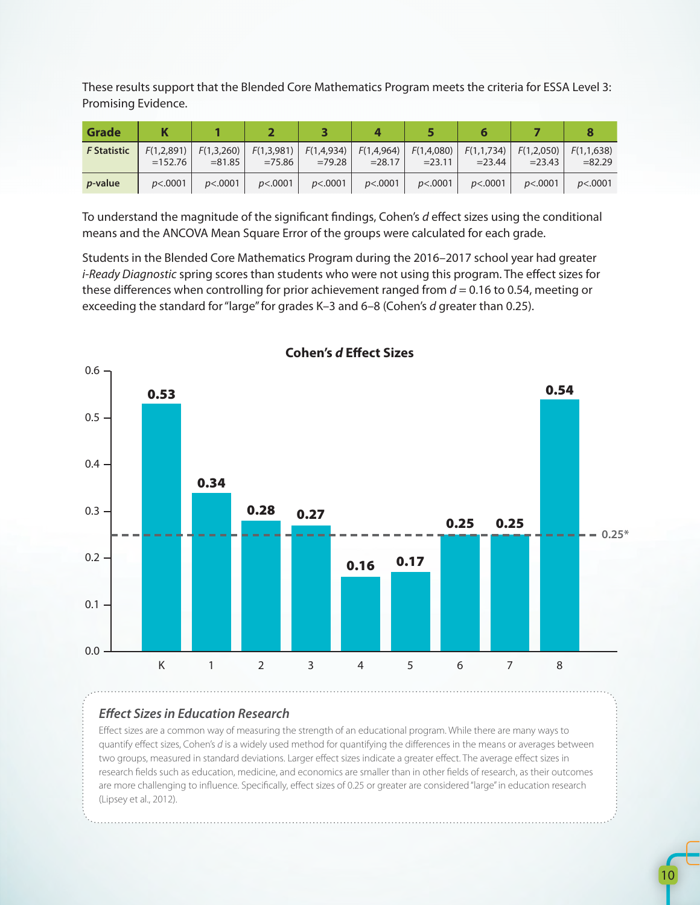These results support that the Blended Core Mathematics Program meets the criteria for ESSA Level 3: Promising Evidence.

| Grade | K | 1 | 2 | 3 | 4 | 5 | 6 | 7 | 8 |
|---|---|---|---|---|---|---|---|---|---|
| ***F* Statistic** | $F(1,2{,}891) = 152.76$ | $F(1,3{,}260) = 81.85$ | $F(1,3{,}981) = 75.86$ | $F(1,4{,}934) = 79.28$ | $F(1,4{,}964) = 28.17$ | $F(1,4{,}080) = 23.11$ | $F(1,1{,}734) = 23.44$ | $F(1,2{,}050) = 23.43$ | $F(1,1{,}638) = 82.29$ |
| ***p*-value** | $p<.0001$ | $p<.0001$ | $p<.0001$ | $p<.0001$ | $p<.0001$ | $p<.0001$ | $p<.0001$ | $p<.0001$ | $p<.0001$ |

To understand the magnitude of the significant findings, Cohen's *d* effect sizes using the conditional means and the ANCOVA Mean Square Error of the groups were calculated for each grade.

Students in the Blended Core Mathematics Program during the 2016–2017 school year had greater *i-Ready Diagnostic* spring scores than students who were not using this program. The effect sizes for these differences when controlling for prior achievement ranged from $d = 0.16$ to $0.54$, meeting or exceeding the standard for "large" for grades K–3 and 6–8 (Cohen's *d* greater than 0.25).

**Cohen's *d* Effect Sizes**

| Grade | K | 1 | 2 | 3 | 4 | 5 | 6 | 7 | 8 |
|---|---|---|---|---|---|---|---|---|---|
| Cohen's *d* | 0.53 | 0.34 | 0.28 | 0.27 | 0.16 | 0.17 | 0.25 | 0.25 | 0.54 |

Reference line: 0.25*

### *Effect Sizes in Education Research*

Effect sizes are a common way of measuring the strength of an educational program. While there are many ways to quantify effect sizes, Cohen's *d* is a widely used method for quantifying the differences in the means or averages between two groups, measured in standard deviations. Larger effect sizes indicate a greater effect. The average effect sizes in research fields such as education, medicine, and economics are smaller than in other fields of research, as their outcomes are more challenging to influence. Specifically, effect sizes of 0.25 or greater are considered "large" in education research (Lipsey et al., 2012).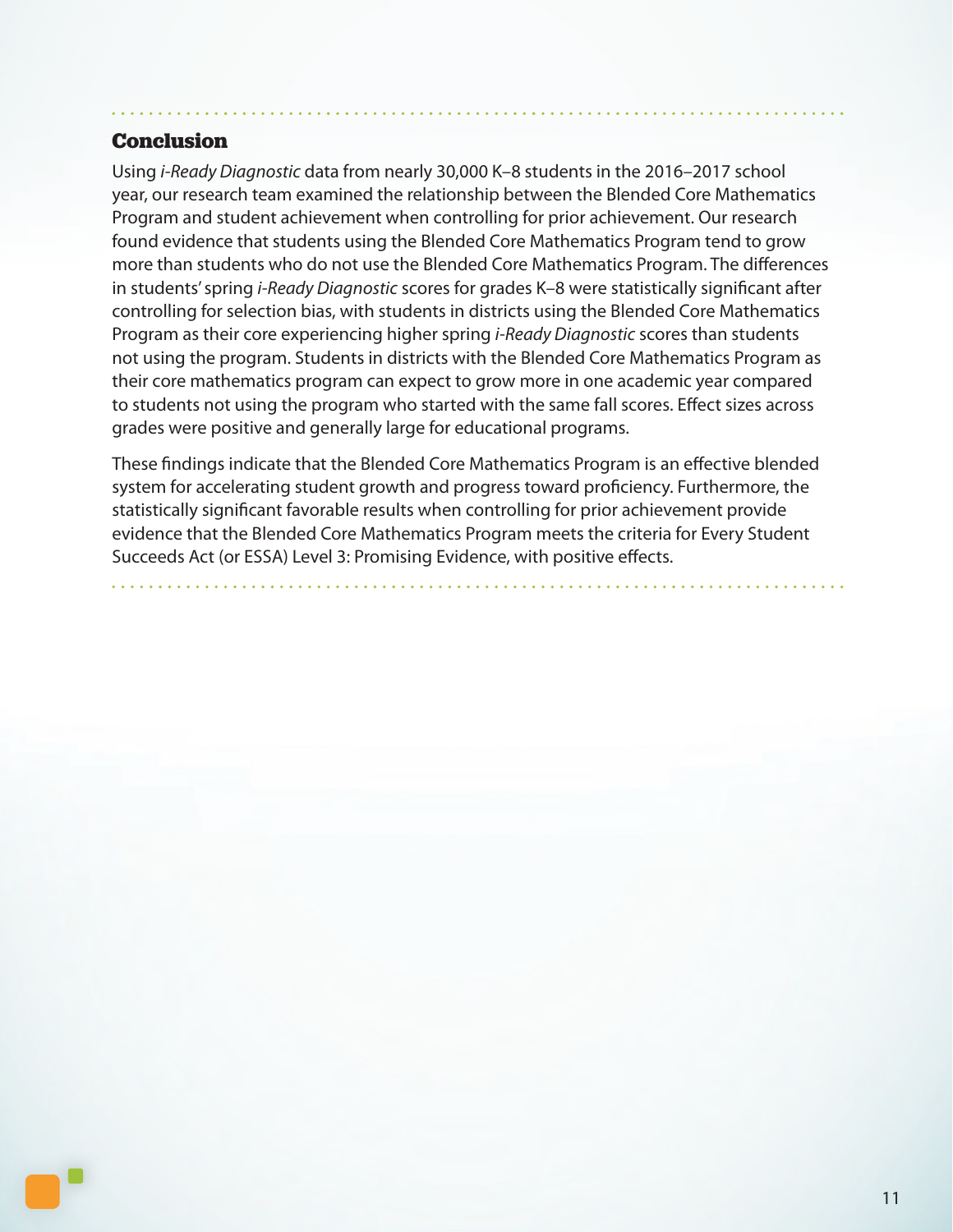## Conclusion

Using *i-Ready Diagnostic* data from nearly 30,000 K–8 students in the 2016–2017 school year, our research team examined the relationship between the Blended Core Mathematics Program and student achievement when controlling for prior achievement. Our research found evidence that students using the Blended Core Mathematics Program tend to grow more than students who do not use the Blended Core Mathematics Program. The differences in students' spring *i-Ready Diagnostic* scores for grades K–8 were statistically significant after controlling for selection bias, with students in districts using the Blended Core Mathematics Program as their core experiencing higher spring *i-Ready Diagnostic* scores than students not using the program. Students in districts with the Blended Core Mathematics Program as their core mathematics program can expect to grow more in one academic year compared to students not using the program who started with the same fall scores. Effect sizes across grades were positive and generally large for educational programs.

These findings indicate that the Blended Core Mathematics Program is an effective blended system for accelerating student growth and progress toward proficiency. Furthermore, the statistically significant favorable results when controlling for prior achievement provide evidence that the Blended Core Mathematics Program meets the criteria for Every Student Succeeds Act (or ESSA) Level 3: Promising Evidence, with positive effects.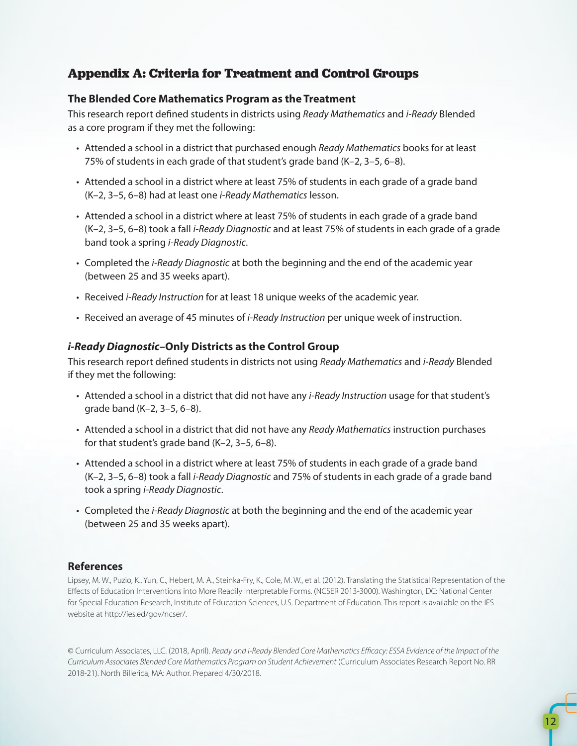# Appendix A: Criteria for Treatment and Control Groups

### The Blended Core Mathematics Program as the Treatment

This research report defined students in districts using *Ready Mathematics* and *i-Ready* Blended as a core program if they met the following:

- Attended a school in a district that purchased enough *Ready Mathematics* books for at least 75% of students in each grade of that student's grade band (K–2, 3–5, 6–8).
- Attended a school in a district where at least 75% of students in each grade of a grade band (K–2, 3–5, 6–8) had at least one *i-Ready Mathematics* lesson.
- Attended a school in a district where at least 75% of students in each grade of a grade band (K–2, 3–5, 6–8) took a fall *i-Ready Diagnostic* and at least 75% of students in each grade of a grade band took a spring *i-Ready Diagnostic*.
- Completed the *i-Ready Diagnostic* at both the beginning and the end of the academic year (between 25 and 35 weeks apart).
- Received *i-Ready Instruction* for at least 18 unique weeks of the academic year.
- Received an average of 45 minutes of *i-Ready Instruction* per unique week of instruction.

### *i-Ready Diagnostic*–Only Districts as the Control Group

This research report defined students in districts not using *Ready Mathematics* and *i-Ready* Blended if they met the following:

- Attended a school in a district that did not have any *i-Ready Instruction* usage for that student's grade band (K–2, 3–5, 6–8).
- Attended a school in a district that did not have any *Ready Mathematics* instruction purchases for that student's grade band (K–2, 3–5, 6–8).
- Attended a school in a district where at least 75% of students in each grade of a grade band (K–2, 3–5, 6–8) took a fall *i-Ready Diagnostic* and 75% of students in each grade of a grade band took a spring *i-Ready Diagnostic*.
- Completed the *i-Ready Diagnostic* at both the beginning and the end of the academic year (between 25 and 35 weeks apart).

### References

Lipsey, M. W., Puzio, K., Yun, C., Hebert, M. A., Steinka-Fry, K., Cole, M. W., et al. (2012). Translating the Statistical Representation of the Effects of Education Interventions into More Readily Interpretable Forms. (NCSER 2013-3000). Washington, DC: National Center for Special Education Research, Institute of Education Sciences, U.S. Department of Education. This report is available on the IES website at http://ies.ed/gov/ncser/.

© Curriculum Associates, LLC. (2018, April). *Ready and i-Ready Blended Core Mathematics Efficacy: ESSA Evidence of the Impact of the Curriculum Associates Blended Core Mathematics Program on Student Achievement* (Curriculum Associates Research Report No. RR 2018-21). North Billerica, MA: Author. Prepared 4/30/2018.